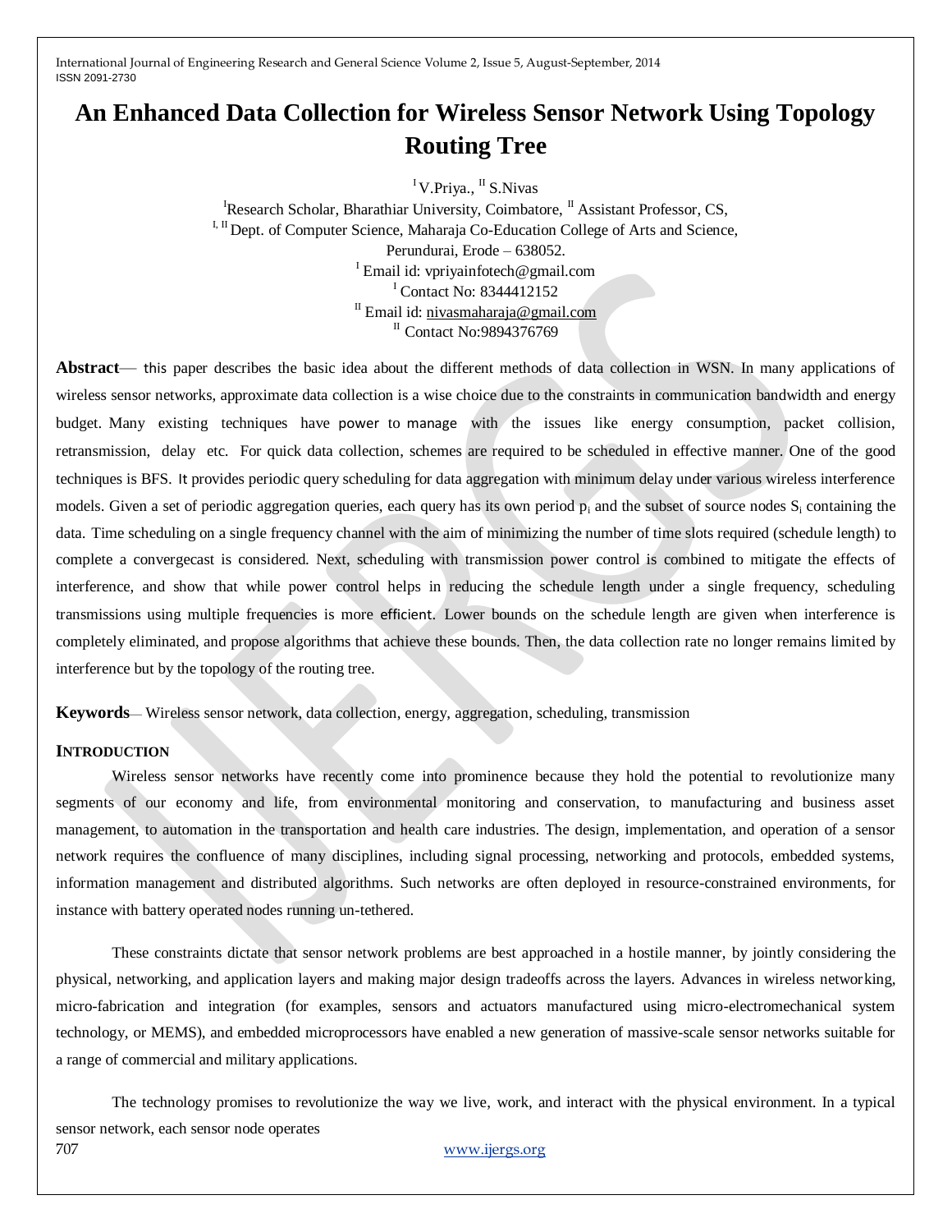# An Enhanced Data Collection for Wireless Sensor Network Using Topology Routing Tree

[I] V.Priya., [II] S.Nivas

[I]Research Scholar, Bharathiar University, Coimbatore, [II] Assistant Professor, CS,

[I, II] Dept. of Computer Science, Maharaja Co-Education College of Arts and Science,

Perundurai, Erode – 638052.

[I] Email id: vpriyainfotech@gmail.com

[I] Contact No: 8344412152

[II] Email id: nivasmaharaja@gmail.com

[II] Contact No:9894376769

**Abstract**— this paper describes the basic idea about the different methods of data collection in WSN. In many applications of wireless sensor networks, approximate data collection is a wise choice due to the constraints in communication bandwidth and energy budget. Many existing techniques have power to manage with the issues like energy consumption, packet collision, retransmission, delay etc. For quick data collection, schemes are required to be scheduled in effective manner. One of the good techniques is BFS. It provides periodic query scheduling for data aggregation with minimum delay under various wireless interference models. Given a set of periodic aggregation queries, each query has its own period $p_i$ and the subset of source nodes $S_i$ containing the data. Time scheduling on a single frequency channel with the aim of minimizing the number of time slots required (schedule length) to complete a convergecast is considered. Next, scheduling with transmission power control is combined to mitigate the effects of interference, and show that while power control helps in reducing the schedule length under a single frequency, scheduling transmissions using multiple frequencies is more efficient. Lower bounds on the schedule length are given when interference is completely eliminated, and propose algorithms that achieve these bounds. Then, the data collection rate no longer remains limited by interference but by the topology of the routing tree.

**Keywords**— Wireless sensor network, data collection, energy, aggregation, scheduling, transmission

## INTRODUCTION

Wireless sensor networks have recently come into prominence because they hold the potential to revolutionize many segments of our economy and life, from environmental monitoring and conservation, to manufacturing and business asset management, to automation in the transportation and health care industries. The design, implementation, and operation of a sensor network requires the confluence of many disciplines, including signal processing, networking and protocols, embedded systems, information management and distributed algorithms. Such networks are often deployed in resource-constrained environments, for instance with battery operated nodes running un-tethered.

These constraints dictate that sensor network problems are best approached in a hostile manner, by jointly considering the physical, networking, and application layers and making major design tradeoffs across the layers. Advances in wireless networking, micro-fabrication and integration (for examples, sensors and actuators manufactured using micro-electromechanical system technology, or MEMS), and embedded microprocessors have enabled a new generation of massive-scale sensor networks suitable for a range of commercial and military applications.

The technology promises to revolutionize the way we live, work, and interact with the physical environment. In a typical sensor network, each sensor node operates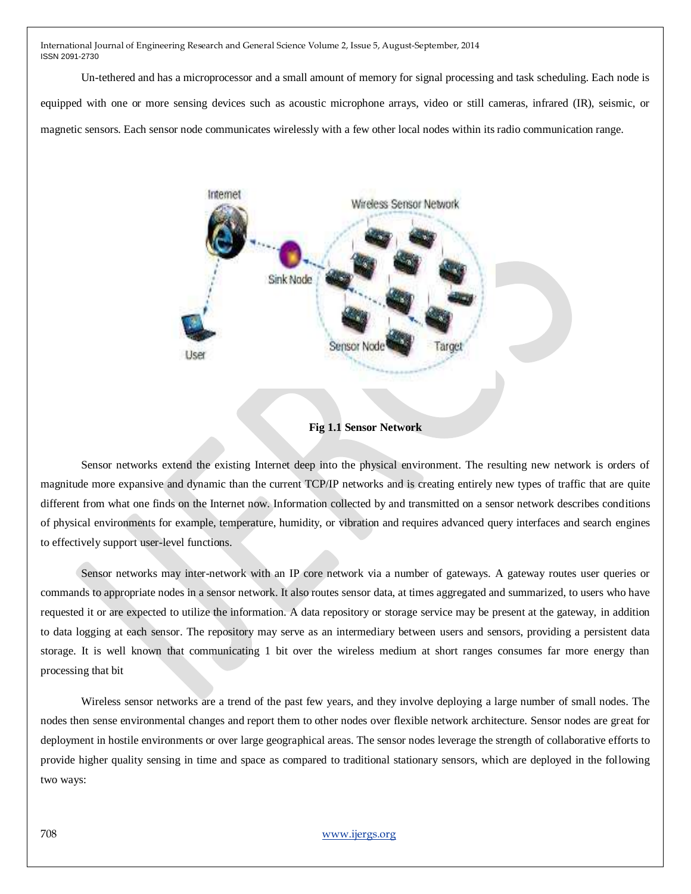Un-tethered and has a microprocessor and a small amount of memory for signal processing and task scheduling. Each node is equipped with one or more sensing devices such as acoustic microphone arrays, video or still cameras, infrared (IR), seismic, or magnetic sensors. Each sensor node communicates wirelessly with a few other local nodes within its radio communication range.

**Fig 1.1 Sensor Network**

Sensor networks extend the existing Internet deep into the physical environment. The resulting new network is orders of magnitude more expansive and dynamic than the current TCP/IP networks and is creating entirely new types of traffic that are quite different from what one finds on the Internet now. Information collected by and transmitted on a sensor network describes conditions of physical environments for example, temperature, humidity, or vibration and requires advanced query interfaces and search engines to effectively support user-level functions.

Sensor networks may inter-network with an IP core network via a number of gateways. A gateway routes user queries or commands to appropriate nodes in a sensor network. It also routes sensor data, at times aggregated and summarized, to users who have requested it or are expected to utilize the information. A data repository or storage service may be present at the gateway, in addition to data logging at each sensor. The repository may serve as an intermediary between users and sensors, providing a persistent data storage. It is well known that communicating 1 bit over the wireless medium at short ranges consumes far more energy than processing that bit

Wireless sensor networks are a trend of the past few years, and they involve deploying a large number of small nodes. The nodes then sense environmental changes and report them to other nodes over flexible network architecture. Sensor nodes are great for deployment in hostile environments or over large geographical areas. The sensor nodes leverage the strength of collaborative efforts to provide higher quality sensing in time and space as compared to traditional stationary sensors, which are deployed in the following two ways: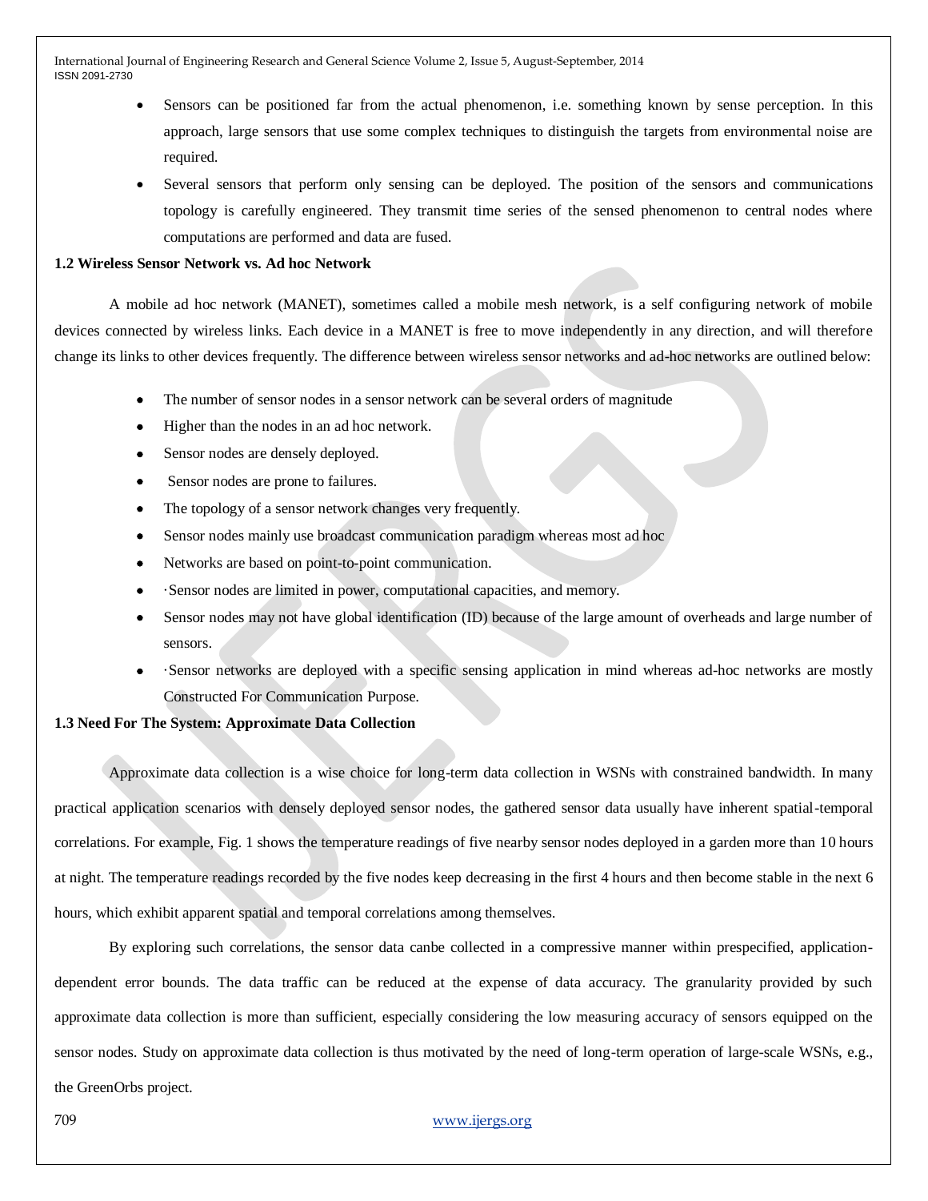- Sensors can be positioned far from the actual phenomenon, i.e. something known by sense perception. In this approach, large sensors that use some complex techniques to distinguish the targets from environmental noise are required.
- Several sensors that perform only sensing can be deployed. The position of the sensors and communications topology is carefully engineered. They transmit time series of the sensed phenomenon to central nodes where computations are performed and data are fused.

### 1.2 Wireless Sensor Network vs. Ad hoc Network

A mobile ad hoc network (MANET), sometimes called a mobile mesh network, is a self configuring network of mobile devices connected by wireless links. Each device in a MANET is free to move independently in any direction, and will therefore change its links to other devices frequently. The difference between wireless sensor networks and ad-hoc networks are outlined below:

- The number of sensor nodes in a sensor network can be several orders of magnitude
- Higher than the nodes in an ad hoc network.
- Sensor nodes are densely deployed.
- Sensor nodes are prone to failures.
- The topology of a sensor network changes very frequently.
- Sensor nodes mainly use broadcast communication paradigm whereas most ad hoc
- Networks are based on point-to-point communication.
- ·Sensor nodes are limited in power, computational capacities, and memory.
- Sensor nodes may not have global identification (ID) because of the large amount of overheads and large number of sensors.
- ·Sensor networks are deployed with a specific sensing application in mind whereas ad-hoc networks are mostly Constructed For Communication Purpose.

### 1.3 Need For The System: Approximate Data Collection

Approximate data collection is a wise choice for long-term data collection in WSNs with constrained bandwidth. In many practical application scenarios with densely deployed sensor nodes, the gathered sensor data usually have inherent spatial-temporal correlations. For example, Fig. 1 shows the temperature readings of five nearby sensor nodes deployed in a garden more than 10 hours at night. The temperature readings recorded by the five nodes keep decreasing in the first 4 hours and then become stable in the next 6 hours, which exhibit apparent spatial and temporal correlations among themselves.

By exploring such correlations, the sensor data canbe collected in a compressive manner within prespecified, application-dependent error bounds. The data traffic can be reduced at the expense of data accuracy. The granularity provided by such approximate data collection is more than sufficient, especially considering the low measuring accuracy of sensors equipped on the sensor nodes. Study on approximate data collection is thus motivated by the need of long-term operation of large-scale WSNs, e.g., the GreenOrbs project.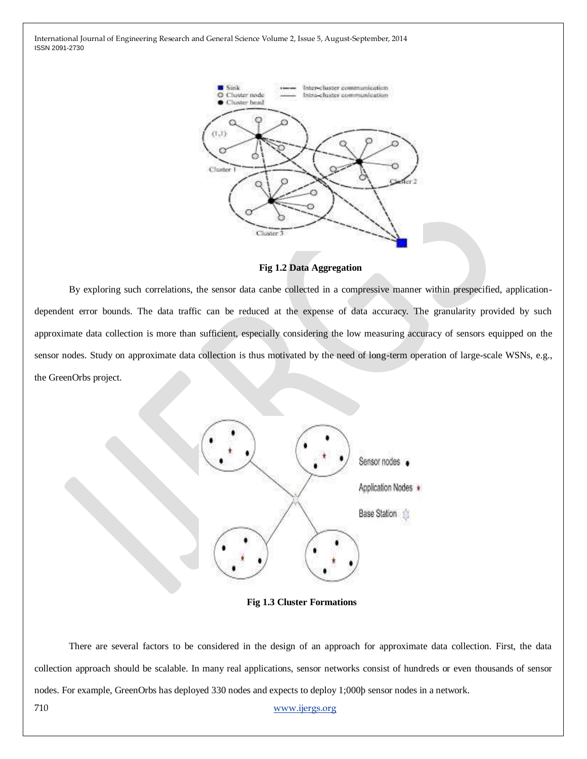Fig 1.2 Data Aggregation

By exploring such correlations, the sensor data canbe collected in a compressive manner within prespecified, application-dependent error bounds. The data traffic can be reduced at the expense of data accuracy. The granularity provided by such approximate data collection is more than sufficient, especially considering the low measuring accuracy of sensors equipped on the sensor nodes. Study on approximate data collection is thus motivated by the need of long-term operation of large-scale WSNs, e.g., the GreenOrbs project.

Fig 1.3 Cluster Formations

There are several factors to be considered in the design of an approach for approximate data collection. First, the data collection approach should be scalable. In many real applications, sensor networks consist of hundreds or even thousands of sensor nodes. For example, GreenOrbs has deployed 330 nodes and expects to deploy 1;000þ sensor nodes in a network.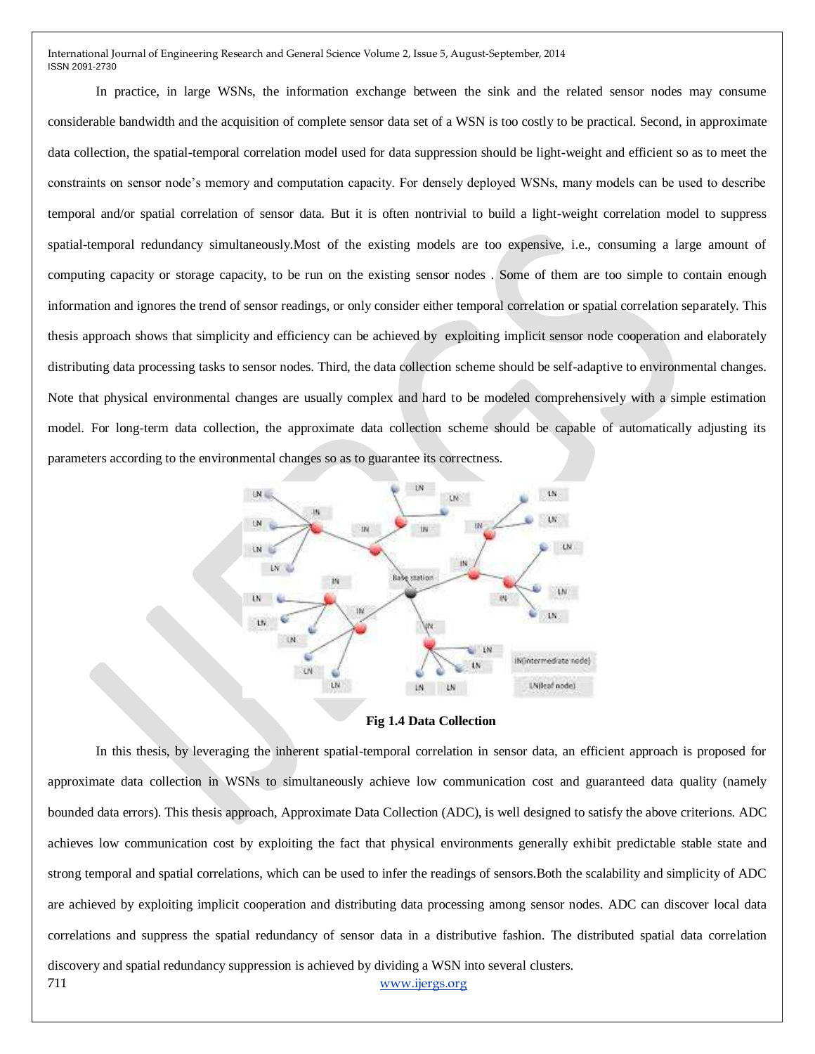In practice, in large WSNs, the information exchange between the sink and the related sensor nodes may consume considerable bandwidth and the acquisition of complete sensor data set of a WSN is too costly to be practical. Second, in approximate data collection, the spatial-temporal correlation model used for data suppression should be light-weight and efficient so as to meet the constraints on sensor node's memory and computation capacity. For densely deployed WSNs, many models can be used to describe temporal and/or spatial correlation of sensor data. But it is often nontrivial to build a light-weight correlation model to suppress spatial-temporal redundancy simultaneously.Most of the existing models are too expensive, i.e., consuming a large amount of computing capacity or storage capacity, to be run on the existing sensor nodes . Some of them are too simple to contain enough information and ignores the trend of sensor readings, or only consider either temporal correlation or spatial correlation separately. This thesis approach shows that simplicity and efficiency can be achieved by exploiting implicit sensor node cooperation and elaborately distributing data processing tasks to sensor nodes. Third, the data collection scheme should be self-adaptive to environmental changes. Note that physical environmental changes are usually complex and hard to be modeled comprehensively with a simple estimation model. For long-term data collection, the approximate data collection scheme should be capable of automatically adjusting its parameters according to the environmental changes so as to guarantee its correctness.

**Fig 1.4 Data Collection**

In this thesis, by leveraging the inherent spatial-temporal correlation in sensor data, an efficient approach is proposed for approximate data collection in WSNs to simultaneously achieve low communication cost and guaranteed data quality (namely bounded data errors). This thesis approach, Approximate Data Collection (ADC), is well designed to satisfy the above criterions. ADC achieves low communication cost by exploiting the fact that physical environments generally exhibit predictable stable state and strong temporal and spatial correlations, which can be used to infer the readings of sensors.Both the scalability and simplicity of ADC are achieved by exploiting implicit cooperation and distributing data processing among sensor nodes. ADC can discover local data correlations and suppress the spatial redundancy of sensor data in a distributive fashion. The distributed spatial data correlation discovery and spatial redundancy suppression is achieved by dividing a WSN into several clusters.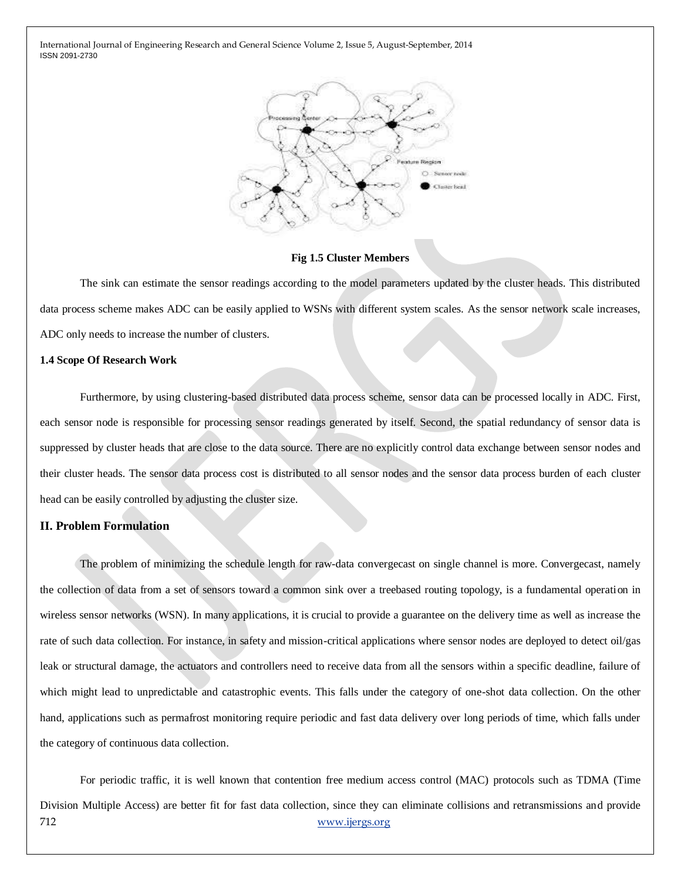**Fig 1.5 Cluster Members**

The sink can estimate the sensor readings according to the model parameters updated by the cluster heads. This distributed data process scheme makes ADC can be easily applied to WSNs with different system scales. As the sensor network scale increases, ADC only needs to increase the number of clusters.

### 1.4 Scope Of Research Work

Furthermore, by using clustering-based distributed data process scheme, sensor data can be processed locally in ADC. First, each sensor node is responsible for processing sensor readings generated by itself. Second, the spatial redundancy of sensor data is suppressed by cluster heads that are close to the data source. There are no explicitly control data exchange between sensor nodes and their cluster heads. The sensor data process cost is distributed to all sensor nodes and the sensor data process burden of each cluster head can be easily controlled by adjusting the cluster size.

## II. Problem Formulation

The problem of minimizing the schedule length for raw-data convergecast on single channel is more. Convergecast, namely the collection of data from a set of sensors toward a common sink over a treebased routing topology, is a fundamental operation in wireless sensor networks (WSN). In many applications, it is crucial to provide a guarantee on the delivery time as well as increase the rate of such data collection. For instance, in safety and mission-critical applications where sensor nodes are deployed to detect oil/gas leak or structural damage, the actuators and controllers need to receive data from all the sensors within a specific deadline, failure of which might lead to unpredictable and catastrophic events. This falls under the category of one-shot data collection. On the other hand, applications such as permafrost monitoring require periodic and fast data delivery over long periods of time, which falls under the category of continuous data collection.

For periodic traffic, it is well known that contention free medium access control (MAC) protocols such as TDMA (Time Division Multiple Access) are better fit for fast data collection, since they can eliminate collisions and retransmissions and provide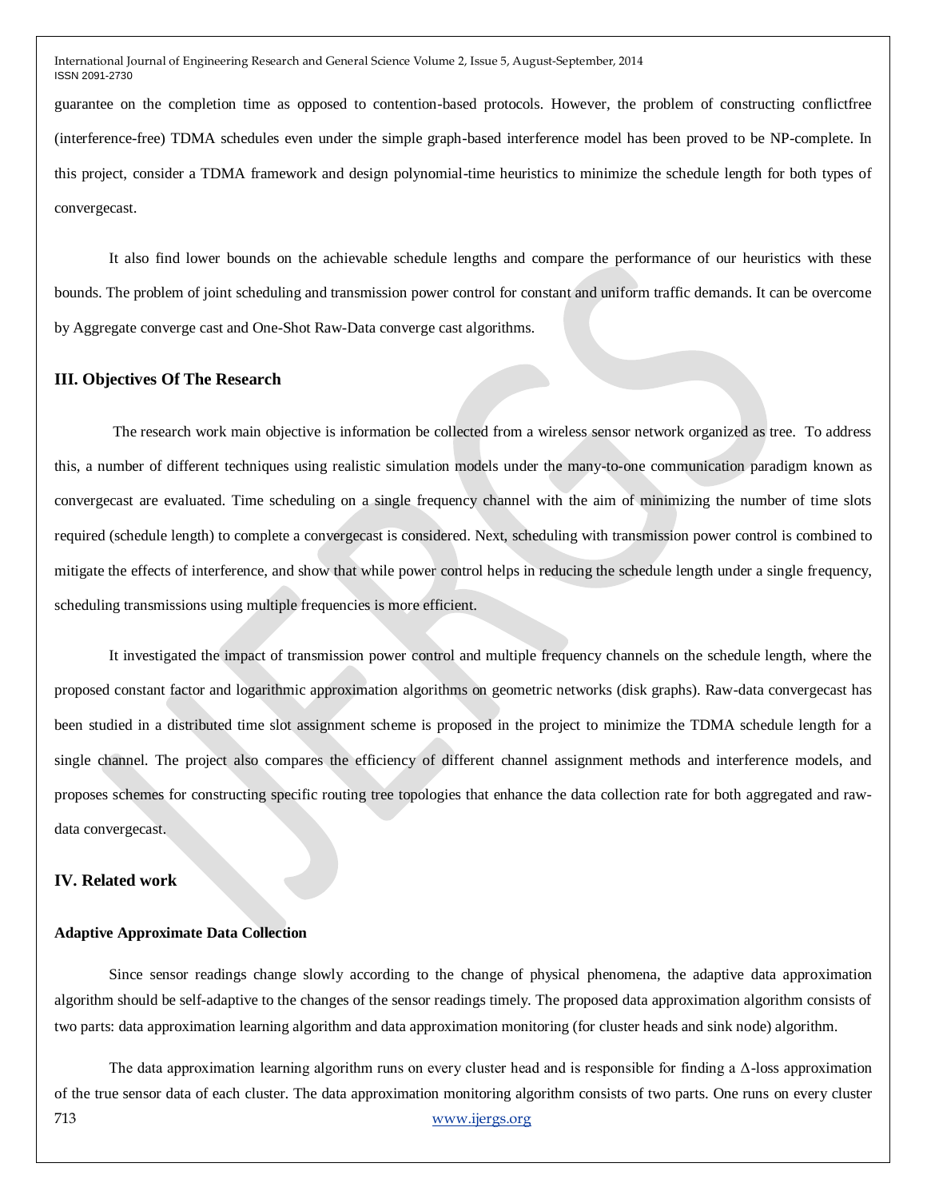guarantee on the completion time as opposed to contention-based protocols. However, the problem of constructing conflictfree (interference-free) TDMA schedules even under the simple graph-based interference model has been proved to be NP-complete. In this project, consider a TDMA framework and design polynomial-time heuristics to minimize the schedule length for both types of convergecast.

It also find lower bounds on the achievable schedule lengths and compare the performance of our heuristics with these bounds. The problem of joint scheduling and transmission power control for constant and uniform traffic demands. It can be overcome by Aggregate converge cast and One-Shot Raw-Data converge cast algorithms.

### III. Objectives Of The Research

The research work main objective is information be collected from a wireless sensor network organized as tree. To address this, a number of different techniques using realistic simulation models under the many-to-one communication paradigm known as convergecast are evaluated. Time scheduling on a single frequency channel with the aim of minimizing the number of time slots required (schedule length) to complete a convergecast is considered. Next, scheduling with transmission power control is combined to mitigate the effects of interference, and show that while power control helps in reducing the schedule length under a single frequency, scheduling transmissions using multiple frequencies is more efficient.

It investigated the impact of transmission power control and multiple frequency channels on the schedule length, where the proposed constant factor and logarithmic approximation algorithms on geometric networks (disk graphs). Raw-data convergecast has been studied in a distributed time slot assignment scheme is proposed in the project to minimize the TDMA schedule length for a single channel. The project also compares the efficiency of different channel assignment methods and interference models, and proposes schemes for constructing specific routing tree topologies that enhance the data collection rate for both aggregated and raw-data convergecast.

### IV. Related work

#### Adaptive Approximate Data Collection

Since sensor readings change slowly according to the change of physical phenomena, the adaptive data approximation algorithm should be self-adaptive to the changes of the sensor readings timely. The proposed data approximation algorithm consists of two parts: data approximation learning algorithm and data approximation monitoring (for cluster heads and sink node) algorithm.

The data approximation learning algorithm runs on every cluster head and is responsible for finding a $\Delta$-loss approximation of the true sensor data of each cluster. The data approximation monitoring algorithm consists of two parts. One runs on every cluster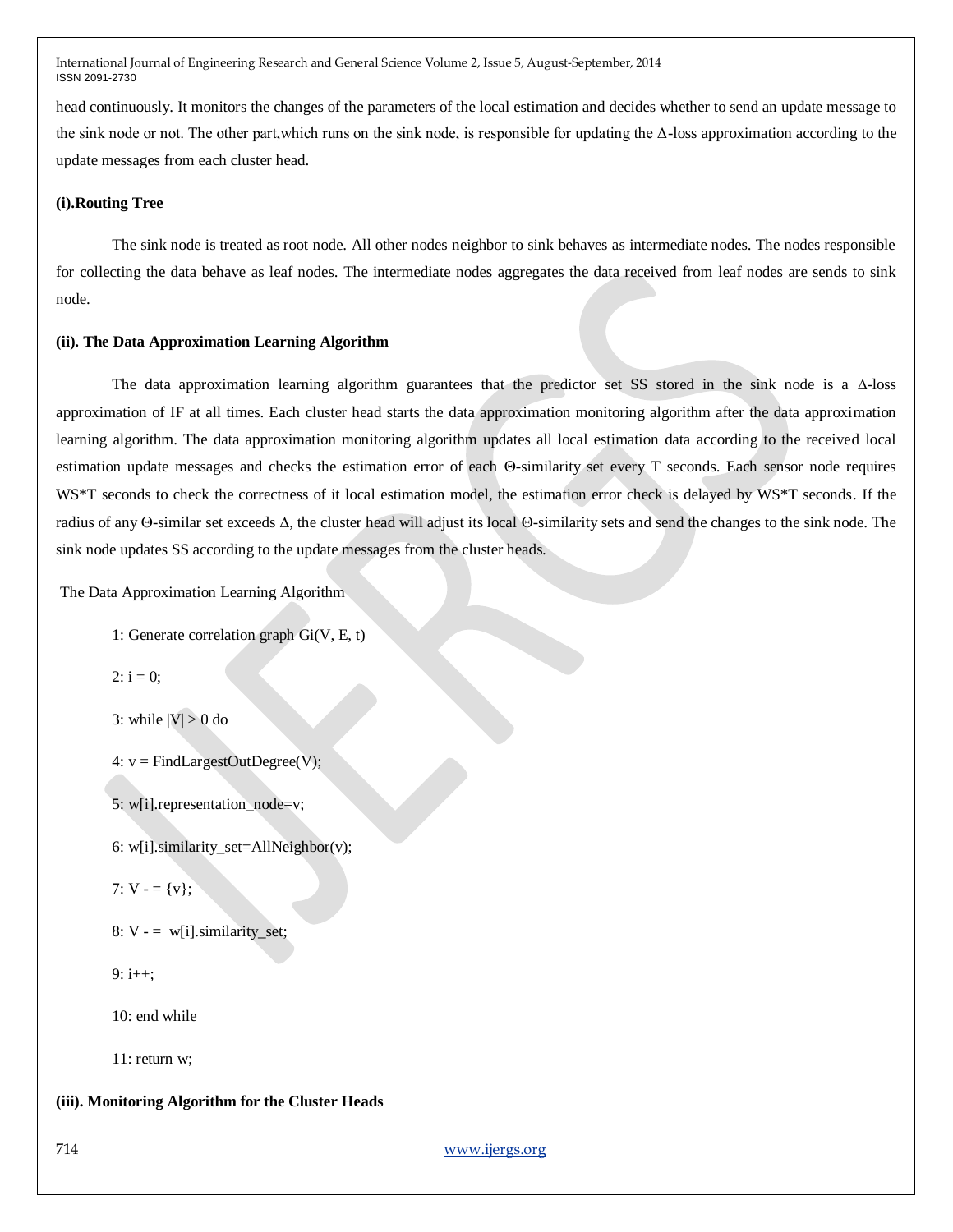head continuously. It monitors the changes of the parameters of the local estimation and decides whether to send an update message to the sink node or not. The other part,which runs on the sink node, is responsible for updating the Δ-loss approximation according to the update messages from each cluster head.

**(i).Routing Tree**

The sink node is treated as root node. All other nodes neighbor to sink behaves as intermediate nodes. The nodes responsible for collecting the data behave as leaf nodes. The intermediate nodes aggregates the data received from leaf nodes are sends to sink node.

**(ii). The Data Approximation Learning Algorithm**

The data approximation learning algorithm guarantees that the predictor set SS stored in the sink node is a Δ-loss approximation of IF at all times. Each cluster head starts the data approximation monitoring algorithm after the data approximation learning algorithm. The data approximation monitoring algorithm updates all local estimation data according to the received local estimation update messages and checks the estimation error of each Θ-similarity set every T seconds. Each sensor node requires WS*T seconds to check the correctness of it local estimation model, the estimation error check is delayed by WS*T seconds. If the radius of any Θ-similar set exceeds Δ, the cluster head will adjust its local Θ-similarity sets and send the changes to the sink node. The sink node updates SS according to the update messages from the cluster heads.

The Data Approximation Learning Algorithm

```
1: Generate correlation graph Gi(V, E, t)
2: i = 0;
3: while |V| > 0 do
4: v = FindLargestOutDegree(V);
5: w[i].representation_node=v;
6: w[i].similarity_set=AllNeighbor(v);
7: V - = {v};
8: V - =  w[i].similarity_set;
9: i++;
10: end while
11: return w;
```

**(iii). Monitoring Algorithm for the Cluster Heads**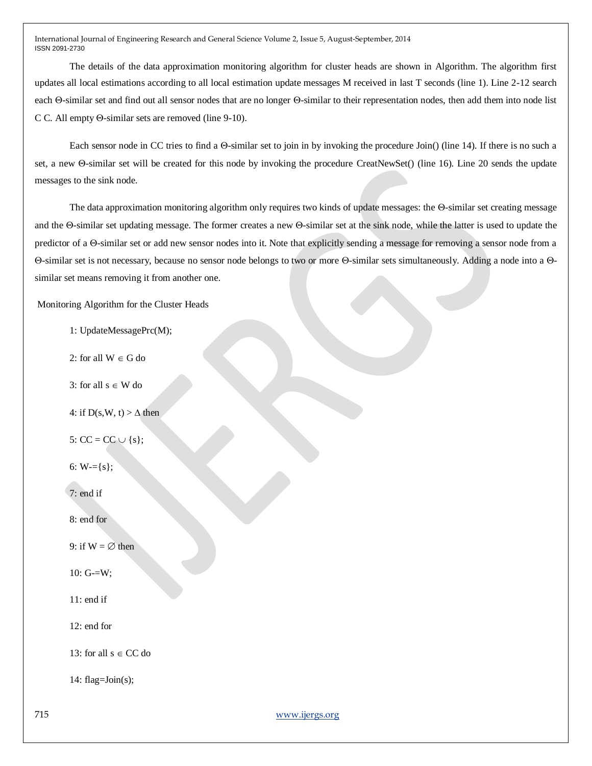The details of the data approximation monitoring algorithm for cluster heads are shown in Algorithm. The algorithm first updates all local estimations according to all local estimation update messages M received in last T seconds (line 1). Line 2-12 search each Θ-similar set and find out all sensor nodes that are no longer Θ-similar to their representation nodes, then add them into node list C C. All empty Θ-similar sets are removed (line 9-10).

Each sensor node in CC tries to find a Θ-similar set to join in by invoking the procedure Join() (line 14). If there is no such a set, a new Θ-similar set will be created for this node by invoking the procedure CreatNewSet() (line 16). Line 20 sends the update messages to the sink node.

The data approximation monitoring algorithm only requires two kinds of update messages: the Θ-similar set creating message and the Θ-similar set updating message. The former creates a new Θ-similar set at the sink node, while the latter is used to update the predictor of a Θ-similar set or add new sensor nodes into it. Note that explicitly sending a message for removing a sensor node from a Θ-similar set is not necessary, because no sensor node belongs to two or more Θ-similar sets simultaneously. Adding a node into a Θ-similar set means removing it from another one.

Monitoring Algorithm for the Cluster Heads

1: UpdateMessagePrc(M);

2: for all $W \in G$ do

3: for all $s \in W$ do

4: if $D(s,W, t) > \Delta$ then

5: $CC = CC \cup \{s\}$;

6: W-={s};

7: end if

8: end for

9: if $W = \emptyset$ then

10: G-=W;

11: end if

12: end for

13: for all $s \in CC$ do

14: flag=Join(s);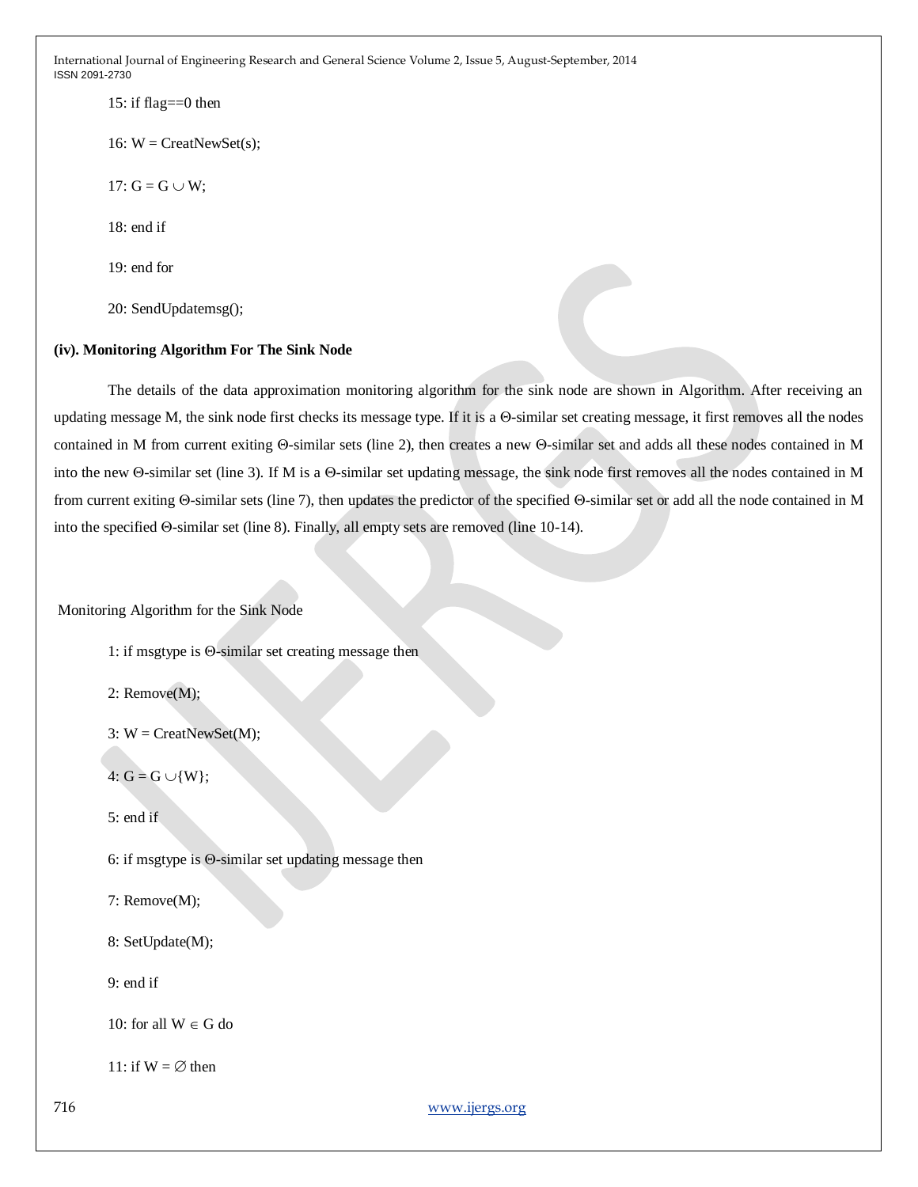15: if flag==0 then

16: W = CreatNewSet(s);

17: G = G ∪ W;

18: end if

19: end for

20: SendUpdatemsg();

**(iv). Monitoring Algorithm For The Sink Node**

The details of the data approximation monitoring algorithm for the sink node are shown in Algorithm. After receiving an updating message M, the sink node first checks its message type. If it is a Θ-similar set creating message, it first removes all the nodes contained in M from current exiting Θ-similar sets (line 2), then creates a new Θ-similar set and adds all these nodes contained in M into the new Θ-similar set (line 3). If M is a Θ-similar set updating message, the sink node first removes all the nodes contained in M from current exiting Θ-similar sets (line 7), then updates the predictor of the specified Θ-similar set or add all the node contained in M into the specified Θ-similar set (line 8). Finally, all empty sets are removed (line 10-14).

Monitoring Algorithm for the Sink Node

1: if msgtype is Θ-similar set creating message then

2: Remove(M);

3: W = CreatNewSet(M);

4: G = G ∪{W};

5: end if

6: if msgtype is Θ-similar set updating message then

7: Remove(M);

8: SetUpdate(M);

9: end if

10: for all W ∈ G do

11: if W = ∅ then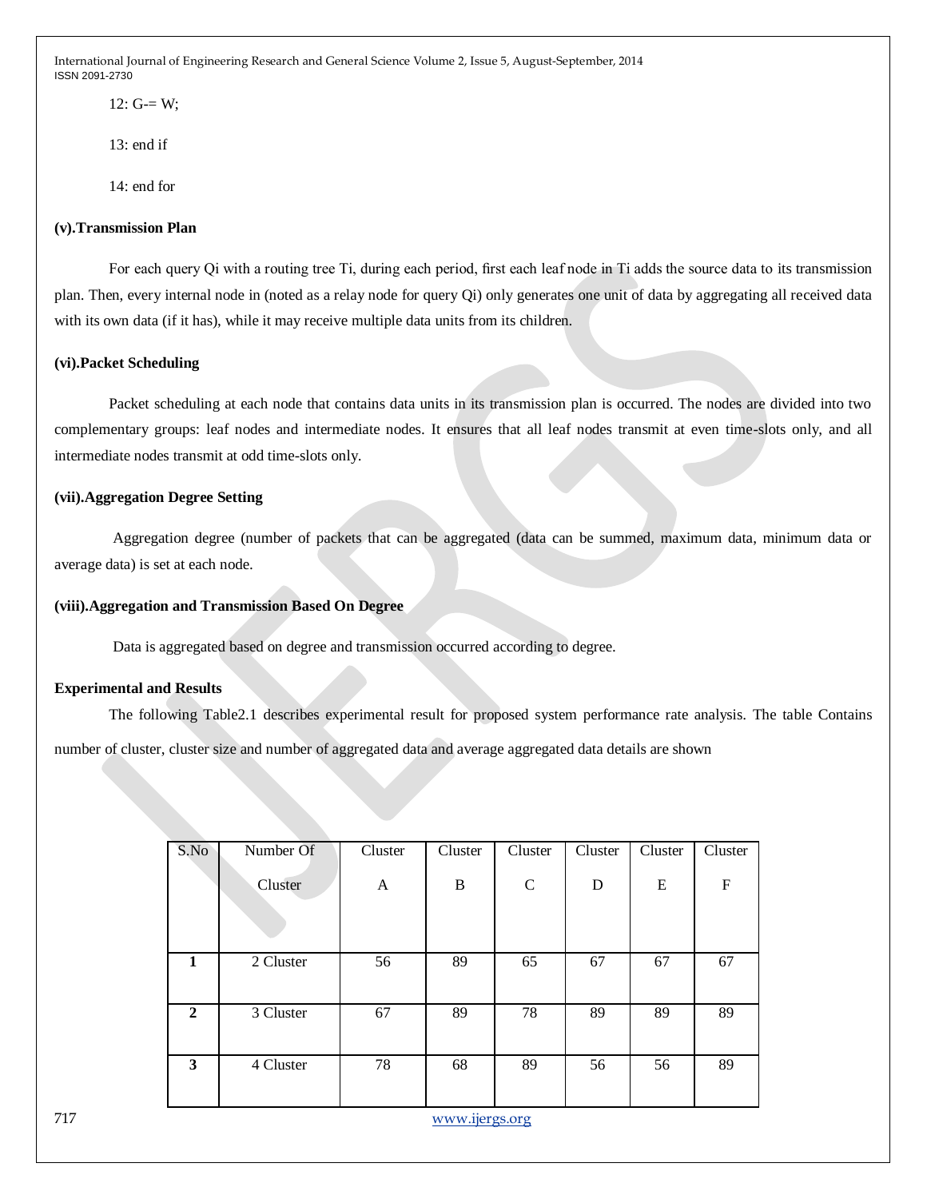12: G-= W;

13: end if

14: end for

**(v).Transmission Plan**

For each query Qi with a routing tree Ti, during each period, first each leaf node in Ti adds the source data to its transmission plan. Then, every internal node in (noted as a relay node for query Qi) only generates one unit of data by aggregating all received data with its own data (if it has), while it may receive multiple data units from its children.

**(vi).Packet Scheduling**

Packet scheduling at each node that contains data units in its transmission plan is occurred. The nodes are divided into two complementary groups: leaf nodes and intermediate nodes. It ensures that all leaf nodes transmit at even time-slots only, and all intermediate nodes transmit at odd time-slots only.

**(vii).Aggregation Degree Setting**

Aggregation degree (number of packets that can be aggregated (data can be summed, maximum data, minimum data or average data) is set at each node.

**(viii).Aggregation and Transmission Based On Degree**

Data is aggregated based on degree and transmission occurred according to degree.

**Experimental and Results**

The following Table2.1 describes experimental result for proposed system performance rate analysis. The table Contains number of cluster, cluster size and number of aggregated data and average aggregated data details are shown

| S.No | Number Of Cluster | Cluster A | Cluster B | Cluster C | Cluster D | Cluster E | Cluster F |
|---|---|---|---|---|---|---|---|
| **1** | 2 Cluster | 56 | 89 | 65 | 67 | 67 | 67 |
| **2** | 3 Cluster | 67 | 89 | 78 | 89 | 89 | 89 |
| **3** | 4 Cluster | 78 | 68 | 89 | 56 | 56 | 89 |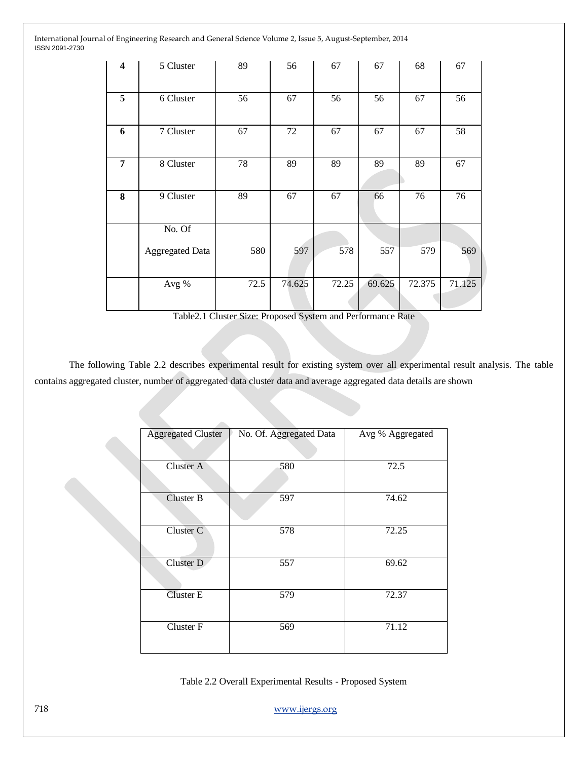| 4 | 5 Cluster | 89 | 56 | 67 | 67 | 68 | 67 |
|---|---|---|---|---|---|---|---|
| 5 | 6 Cluster | 56 | 67 | 56 | 56 | 67 | 56 |
| 6 | 7 Cluster | 67 | 72 | 67 | 67 | 67 | 58 |
| 7 | 8 Cluster | 78 | 89 | 89 | 89 | 89 | 67 |
| 8 | 9 Cluster | 89 | 67 | 67 | 66 | 76 | 76 |
| | No. Of Aggregated Data | 580 | 597 | 578 | 557 | 579 | 569 |
| | Avg % | 72.5 | 74.625 | 72.25 | 69.625 | 72.375 | 71.125 |

Table2.1 Cluster Size: Proposed System and Performance Rate

The following Table 2.2 describes experimental result for existing system over all experimental result analysis. The table contains aggregated cluster, number of aggregated data cluster data and average aggregated data details are shown

| Aggregated Cluster | No. Of. Aggregated Data | Avg % Aggregated |
|---|---|---|
| Cluster A | 580 | 72.5 |
| Cluster B | 597 | 74.62 |
| Cluster C | 578 | 72.25 |
| Cluster D | 557 | 69.62 |
| Cluster E | 579 | 72.37 |
| Cluster F | 569 | 71.12 |

Table 2.2 Overall Experimental Results - Proposed System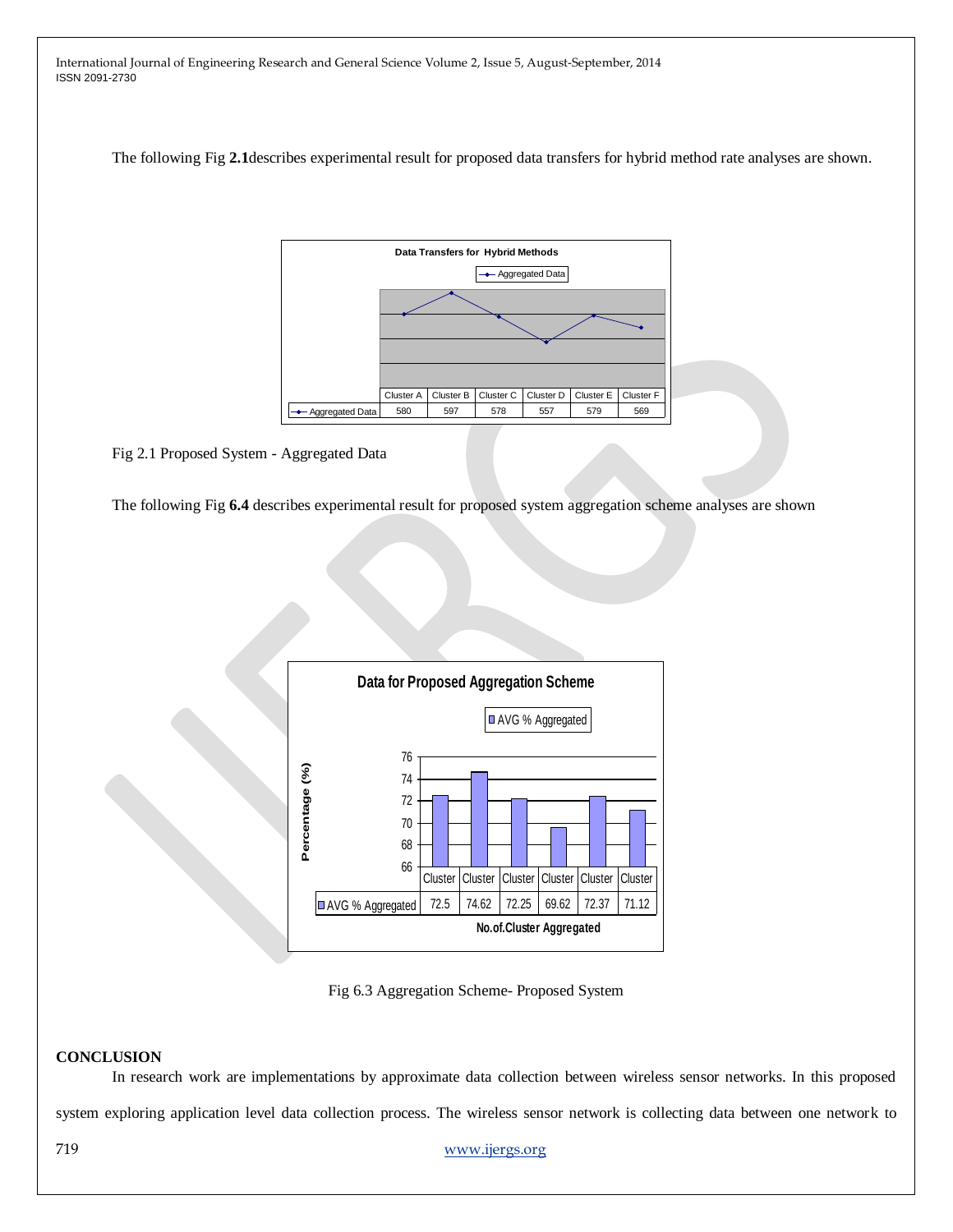The following Fig **2.1**describes experimental result for proposed data transfers for hybrid method rate analyses are shown.

**Data Transfers for Hybrid Methods**

| | Cluster A | Cluster B | Cluster C | Cluster D | Cluster E | Cluster F |
|---|---|---|---|---|---|---|
| Aggregated Data | 580 | 597 | 578 | 557 | 579 | 569 |

Fig 2.1 Proposed System - Aggregated Data

The following Fig **6.4** describes experimental result for proposed system aggregation scheme analyses are shown

**Data for Proposed Aggregation Scheme**

| | Cluster | Cluster | Cluster | Cluster | Cluster | Cluster |
|---|---|---|---|---|---|---|
| AVG % Aggregated | 72.5 | 74.62 | 72.25 | 69.62 | 72.37 | 71.12 |

Fig 6.3 Aggregation Scheme- Proposed System

## CONCLUSION

In research work are implementations by approximate data collection between wireless sensor networks. In this proposed system exploring application level data collection process. The wireless sensor network is collecting data between one network to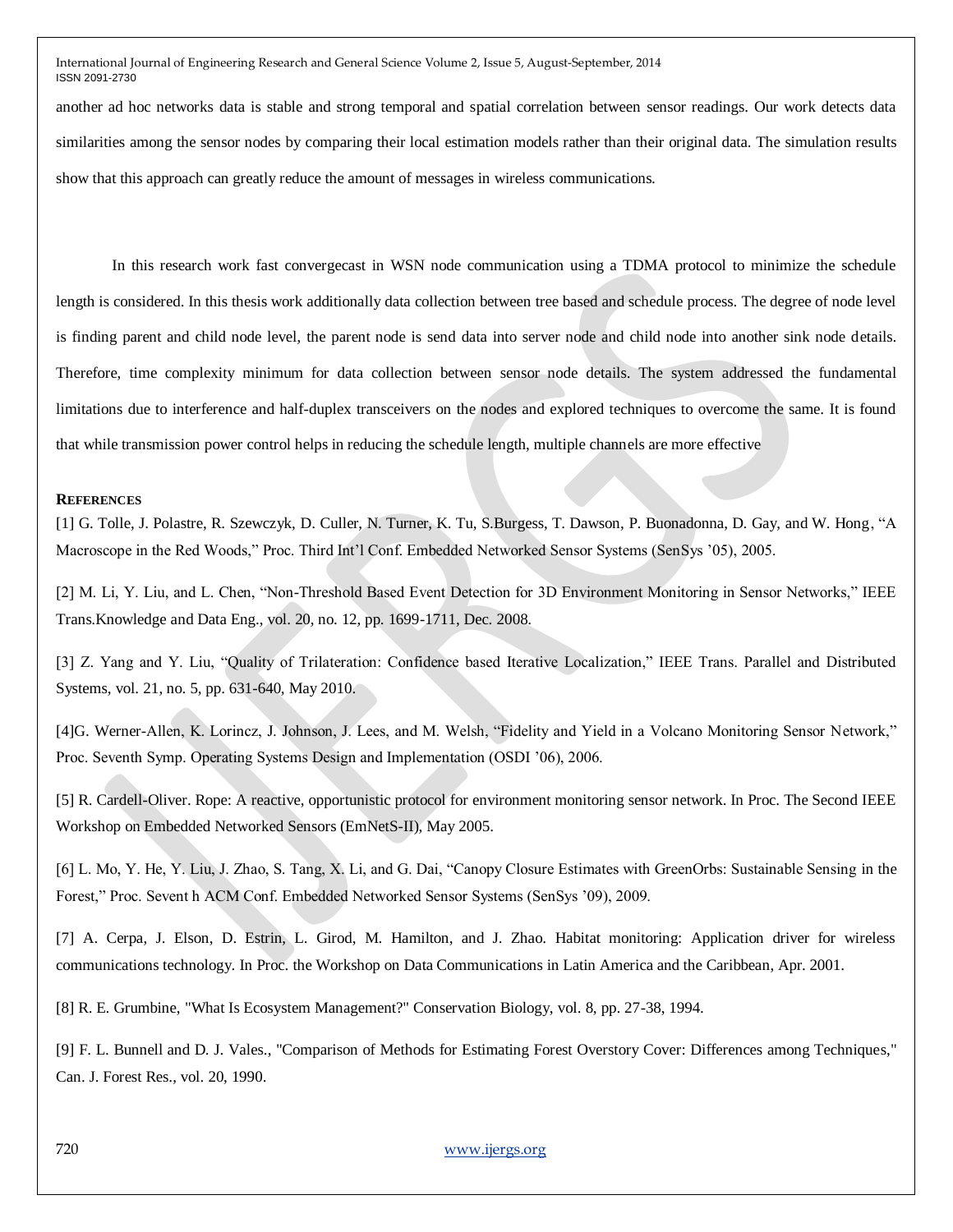another ad hoc networks data is stable and strong temporal and spatial correlation between sensor readings. Our work detects data similarities among the sensor nodes by comparing their local estimation models rather than their original data. The simulation results show that this approach can greatly reduce the amount of messages in wireless communications.

In this research work fast convergecast in WSN node communication using a TDMA protocol to minimize the schedule length is considered. In this thesis work additionally data collection between tree based and schedule process. The degree of node level is finding parent and child node level, the parent node is send data into server node and child node into another sink node details. Therefore, time complexity minimum for data collection between sensor node details. The system addressed the fundamental limitations due to interference and half-duplex transceivers on the nodes and explored techniques to overcome the same. It is found that while transmission power control helps in reducing the schedule length, multiple channels are more effective

## REFERENCES

[1] G. Tolle, J. Polastre, R. Szewczyk, D. Culler, N. Turner, K. Tu, S.Burgess, T. Dawson, P. Buonadonna, D. Gay, and W. Hong, “A Macroscope in the Red Woods,” Proc. Third Int’l Conf. Embedded Networked Sensor Systems (SenSys ’05), 2005.

[2] M. Li, Y. Liu, and L. Chen, “Non-Threshold Based Event Detection for 3D Environment Monitoring in Sensor Networks,” IEEE Trans.Knowledge and Data Eng., vol. 20, no. 12, pp. 1699-1711, Dec. 2008.

[3] Z. Yang and Y. Liu, “Quality of Trilateration: Confidence based Iterative Localization,” IEEE Trans. Parallel and Distributed Systems, vol. 21, no. 5, pp. 631-640, May 2010.

[4]G. Werner-Allen, K. Lorincz, J. Johnson, J. Lees, and M. Welsh, “Fidelity and Yield in a Volcano Monitoring Sensor Network,” Proc. Seventh Symp. Operating Systems Design and Implementation (OSDI ’06), 2006.

[5] R. Cardell-Oliver. Rope: A reactive, opportunistic protocol for environment monitoring sensor network. In Proc. The Second IEEE Workshop on Embedded Networked Sensors (EmNetS-II), May 2005.

[6] L. Mo, Y. He, Y. Liu, J. Zhao, S. Tang, X. Li, and G. Dai, “Canopy Closure Estimates with GreenOrbs: Sustainable Sensing in the Forest,” Proc. Sevent h ACM Conf. Embedded Networked Sensor Systems (SenSys ’09), 2009.

[7] A. Cerpa, J. Elson, D. Estrin, L. Girod, M. Hamilton, and J. Zhao. Habitat monitoring: Application driver for wireless communications technology. In Proc. the Workshop on Data Communications in Latin America and the Caribbean, Apr. 2001.

[8] R. E. Grumbine, "What Is Ecosystem Management?" Conservation Biology, vol. 8, pp. 27-38, 1994.

[9] F. L. Bunnell and D. J. Vales., "Comparison of Methods for Estimating Forest Overstory Cover: Differences among Techniques," Can. J. Forest Res., vol. 20, 1990.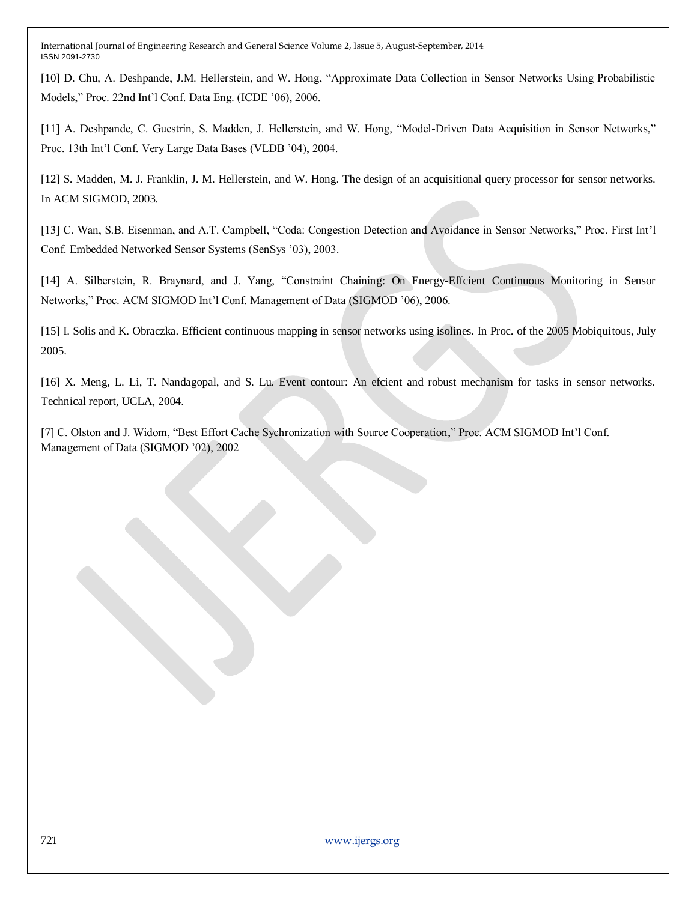[10] D. Chu, A. Deshpande, J.M. Hellerstein, and W. Hong, "Approximate Data Collection in Sensor Networks Using Probabilistic Models," Proc. 22nd Int'l Conf. Data Eng. (ICDE '06), 2006.

[11] A. Deshpande, C. Guestrin, S. Madden, J. Hellerstein, and W. Hong, "Model-Driven Data Acquisition in Sensor Networks," Proc. 13th Int'l Conf. Very Large Data Bases (VLDB '04), 2004.

[12] S. Madden, M. J. Franklin, J. M. Hellerstein, and W. Hong. The design of an acquisitional query processor for sensor networks. In ACM SIGMOD, 2003.

[13] C. Wan, S.B. Eisenman, and A.T. Campbell, "Coda: Congestion Detection and Avoidance in Sensor Networks," Proc. First Int'l Conf. Embedded Networked Sensor Systems (SenSys '03), 2003.

[14] A. Silberstein, R. Braynard, and J. Yang, "Constraint Chaining: On Energy-Effcient Continuous Monitoring in Sensor Networks," Proc. ACM SIGMOD Int'l Conf. Management of Data (SIGMOD '06), 2006.

[15] I. Solis and K. Obraczka. Efficient continuous mapping in sensor networks using isolines. In Proc. of the 2005 Mobiquitous, July 2005.

[16] X. Meng, L. Li, T. Nandagopal, and S. Lu. Event contour: An efcient and robust mechanism for tasks in sensor networks. Technical report, UCLA, 2004.

[7] C. Olston and J. Widom, "Best Effort Cache Sychronization with Source Cooperation," Proc. ACM SIGMOD Int'l Conf. Management of Data (SIGMOD '02), 2002